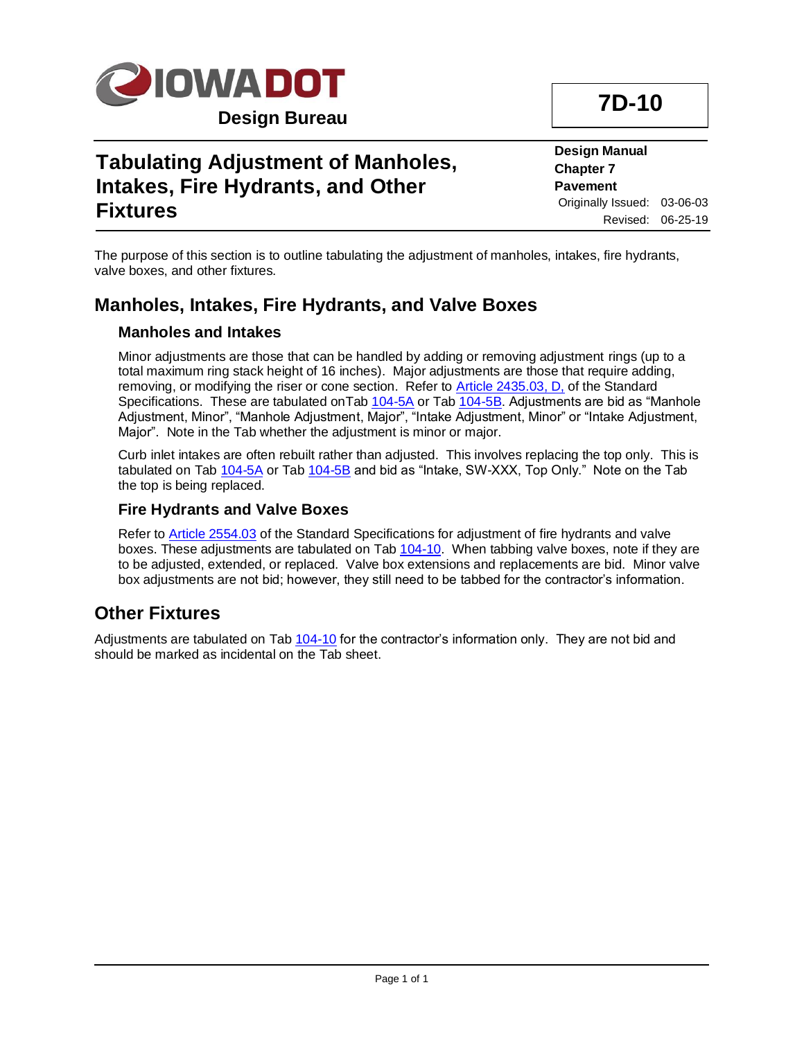**IOWA DOT**

**Design Bureau**

# 7D-10

# Tabulating Adjustment of Manholes, Intakes, Fire Hydrants, and Other Fixtures

**Design Manual**
**Chapter 7**
**Pavement**
Originally Issued: 03-06-03
Revised: 06-25-19

The purpose of this section is to outline tabulating the adjustment of manholes, intakes, fire hydrants, valve boxes, and other fixtures.

## Manholes, Intakes, Fire Hydrants, and Valve Boxes

### Manholes and Intakes

Minor adjustments are those that can be handled by adding or removing adjustment rings (up to a total maximum ring stack height of 16 inches). Major adjustments are those that require adding, removing, or modifying the riser or cone section. Refer to Article 2435.03, D, of the Standard Specifications. These are tabulated onTab 104-5A or Tab 104-5B. Adjustments are bid as "Manhole Adjustment, Minor", "Manhole Adjustment, Major", "Intake Adjustment, Minor" or "Intake Adjustment, Major". Note in the Tab whether the adjustment is minor or major.

Curb inlet intakes are often rebuilt rather than adjusted. This involves replacing the top only. This is tabulated on Tab 104-5A or Tab 104-5B and bid as "Intake, SW-XXX, Top Only." Note on the Tab the top is being replaced.

### Fire Hydrants and Valve Boxes

Refer to Article 2554.03 of the Standard Specifications for adjustment of fire hydrants and valve boxes. These adjustments are tabulated on Tab 104-10. When tabbing valve boxes, note if they are to be adjusted, extended, or replaced. Valve box extensions and replacements are bid. Minor valve box adjustments are not bid; however, they still need to be tabbed for the contractor's information.

## Other Fixtures

Adjustments are tabulated on Tab 104-10 for the contractor's information only. They are not bid and should be marked as incidental on the Tab sheet.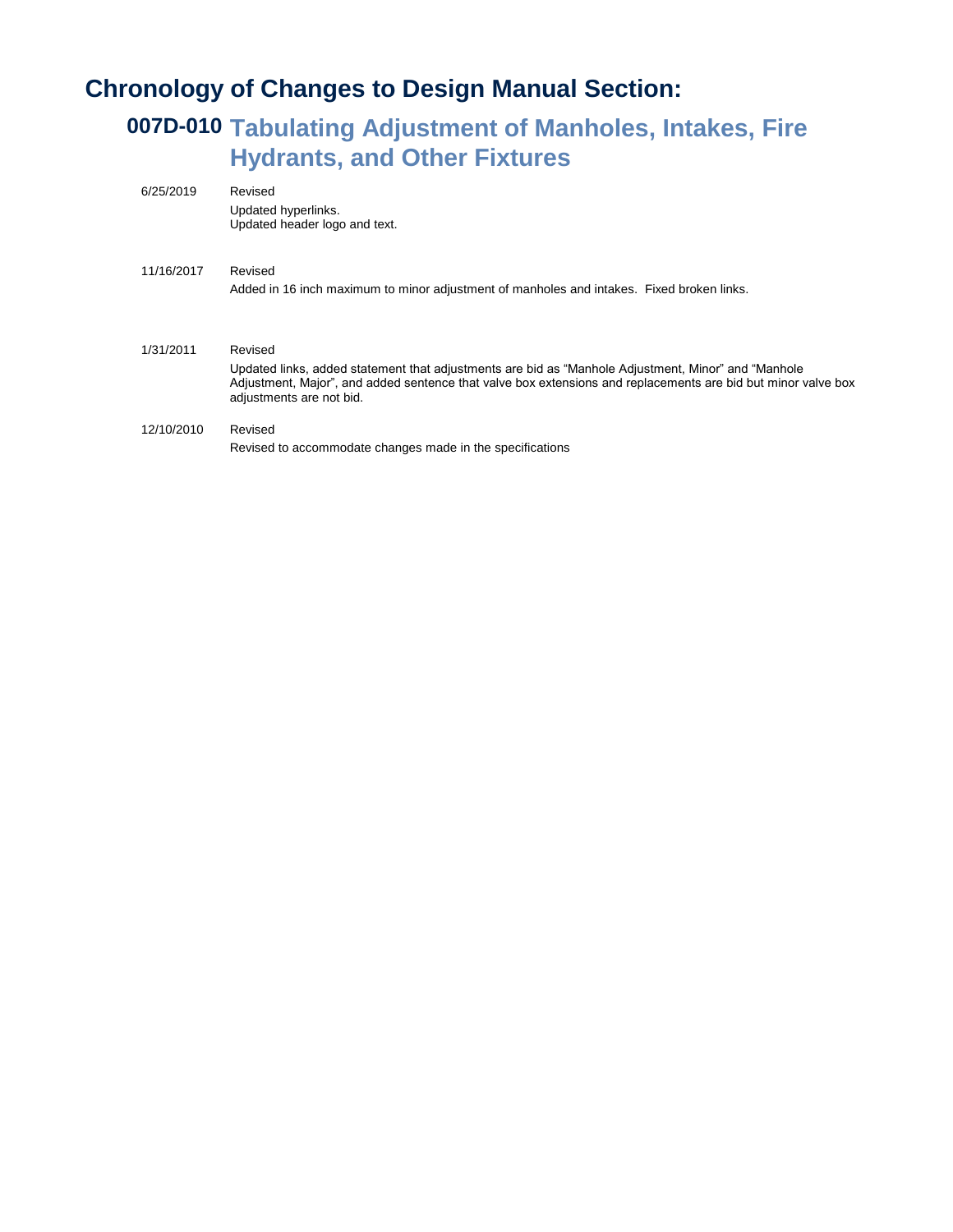# Chronology of Changes to Design Manual Section:

## 007D-010 Tabulating Adjustment of Manholes, Intakes, Fire Hydrants, and Other Fixtures

6/25/2019 Revised

Updated hyperlinks.
Updated header logo and text.

11/16/2017 Revised

Added in 16 inch maximum to minor adjustment of manholes and intakes. Fixed broken links.

1/31/2011 Revised

Updated links, added statement that adjustments are bid as "Manhole Adjustment, Minor" and "Manhole Adjustment, Major", and added sentence that valve box extensions and replacements are bid but minor valve box adjustments are not bid.

12/10/2010 Revised

Revised to accommodate changes made in the specifications